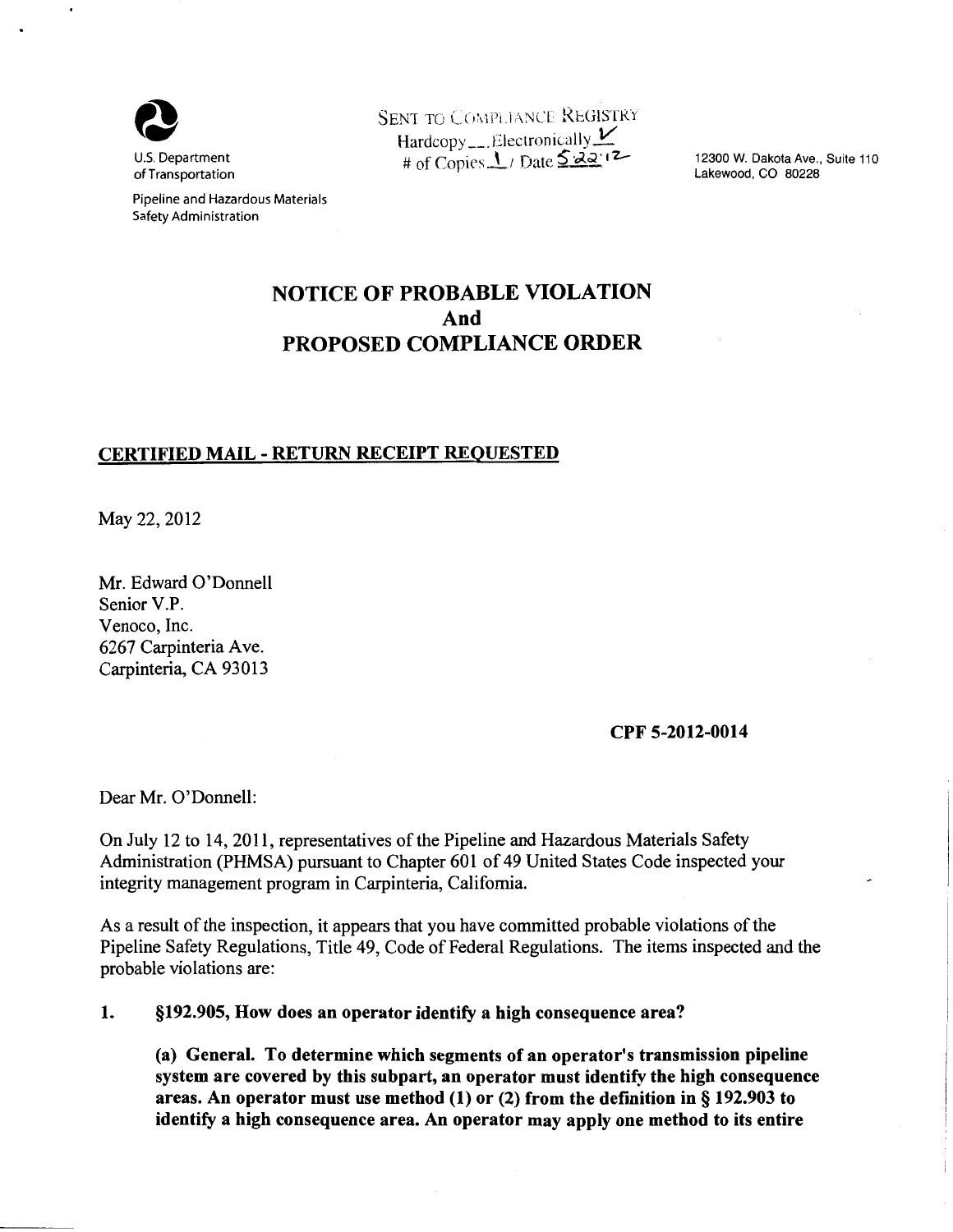U.S. Department of Transportation

Pipeline and Hazardous Materials Safety Administration

SENT TO COMPLIANCE REGISTRY
Hardcopy\_\_. Electronically ✓
# of Copies 1 / Date 5-22-12

12300 W. Dakota Ave., Suite 110
Lakewood, CO 80228

# NOTICE OF PROBABLE VIOLATION And PROPOSED COMPLIANCE ORDER

**CERTIFIED MAIL - RETURN RECEIPT REQUESTED**

May 22, 2012

Mr. Edward O'Donnell
Senior V.P.
Venoco, Inc.
6267 Carpinteria Ave.
Carpinteria, CA 93013

**CPF 5-2012-0014**

Dear Mr. O'Donnell:

On July 12 to 14, 2011, representatives of the Pipeline and Hazardous Materials Safety Administration (PHMSA) pursuant to Chapter 601 of 49 United States Code inspected your integrity management program in Carpinteria, California.

As a result of the inspection, it appears that you have committed probable violations of the Pipeline Safety Regulations, Title 49, Code of Federal Regulations. The items inspected and the probable violations are:

1. **§192.905, How does an operator identify a high consequence area?**

   **(a) General. To determine which segments of an operator's transmission pipeline system are covered by this subpart, an operator must identify the high consequence areas. An operator must use method (1) or (2) from the definition in § 192.903 to identify a high consequence area. An operator may apply one method to its entire**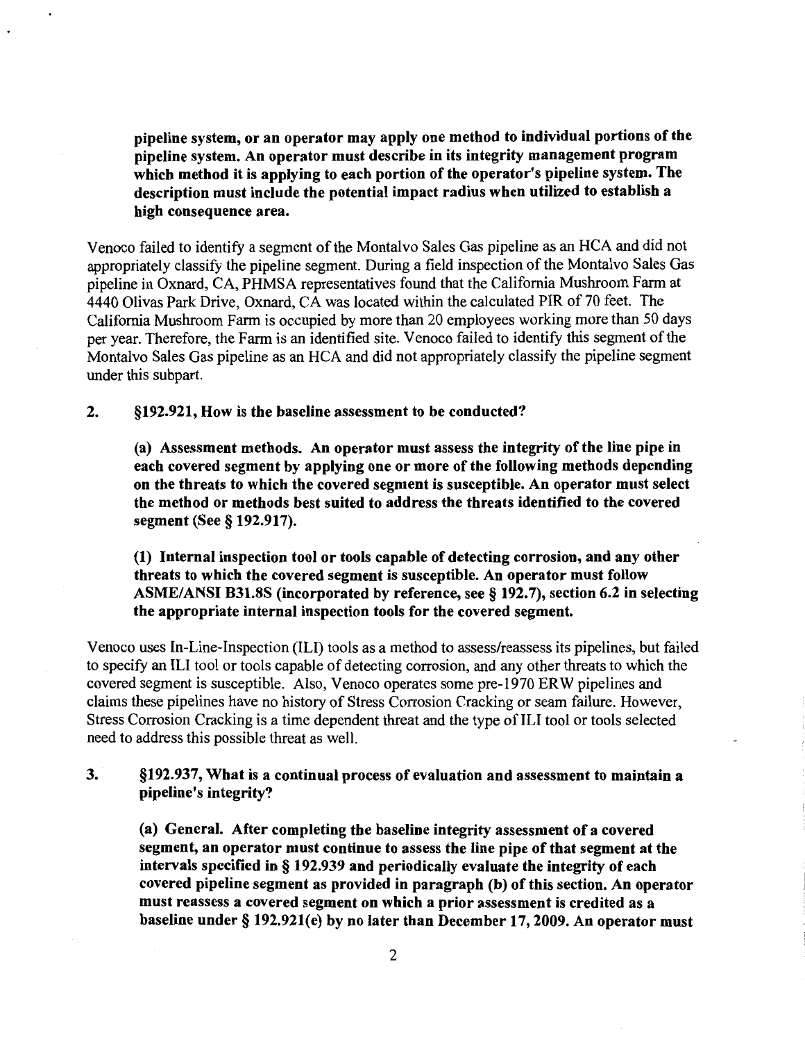**pipeline system, or an operator may apply one method to individual portions of the pipeline system. An operator must describe in its integrity management program which method it is applying to each portion of the operator's pipeline system. The description must include the potential impact radius when utilized to establish a high consequence area.**

Venoco failed to identify a segment of the Montalvo Sales Gas pipeline as an HCA and did not appropriately classify the pipeline segment. During a field inspection of the Montalvo Sales Gas pipeline in Oxnard, CA, PHMSA representatives found that the California Mushroom Farm at 4440 Olivas Park Drive, Oxnard, CA was located within the calculated PIR of 70 feet. The California Mushroom Farm is occupied by more than 20 employees working more than 50 days per year. Therefore, the Farm is an identified site. Venoco failed to identify this segment of the Montalvo Sales Gas pipeline as an HCA and did not appropriately classify the pipeline segment under this subpart.

**2. §192.921, How is the baseline assessment to be conducted?**

**(a) Assessment methods. An operator must assess the integrity of the line pipe in each covered segment by applying one or more of the following methods depending on the threats to which the covered segment is susceptible. An operator must select the method or methods best suited to address the threats identified to the covered segment (See § 192.917).**

**(1) Internal inspection tool or tools capable of detecting corrosion, and any other threats to which the covered segment is susceptible. An operator must follow ASME/ANSI B31.8S (incorporated by reference, see § 192.7), section 6.2 in selecting the appropriate internal inspection tools for the covered segment.**

Venoco uses In-Line-Inspection (ILI) tools as a method to assess/reassess its pipelines, but failed to specify an ILI tool or tools capable of detecting corrosion, and any other threats to which the covered segment is susceptible. Also, Venoco operates some pre-1970 ERW pipelines and claims these pipelines have no history of Stress Corrosion Cracking or seam failure. However, Stress Corrosion Cracking is a time dependent threat and the type of ILI tool or tools selected need to address this possible threat as well.

**3. §192.937, What is a continual process of evaluation and assessment to maintain a pipeline's integrity?**

**(a) General. After completing the baseline integrity assessment of a covered segment, an operator must continue to assess the line pipe of that segment at the intervals specified in § 192.939 and periodically evaluate the integrity of each covered pipeline segment as provided in paragraph (b) of this section. An operator must reassess a covered segment on which a prior assessment is credited as a baseline under § 192.921(e) by no later than December 17, 2009. An operator must**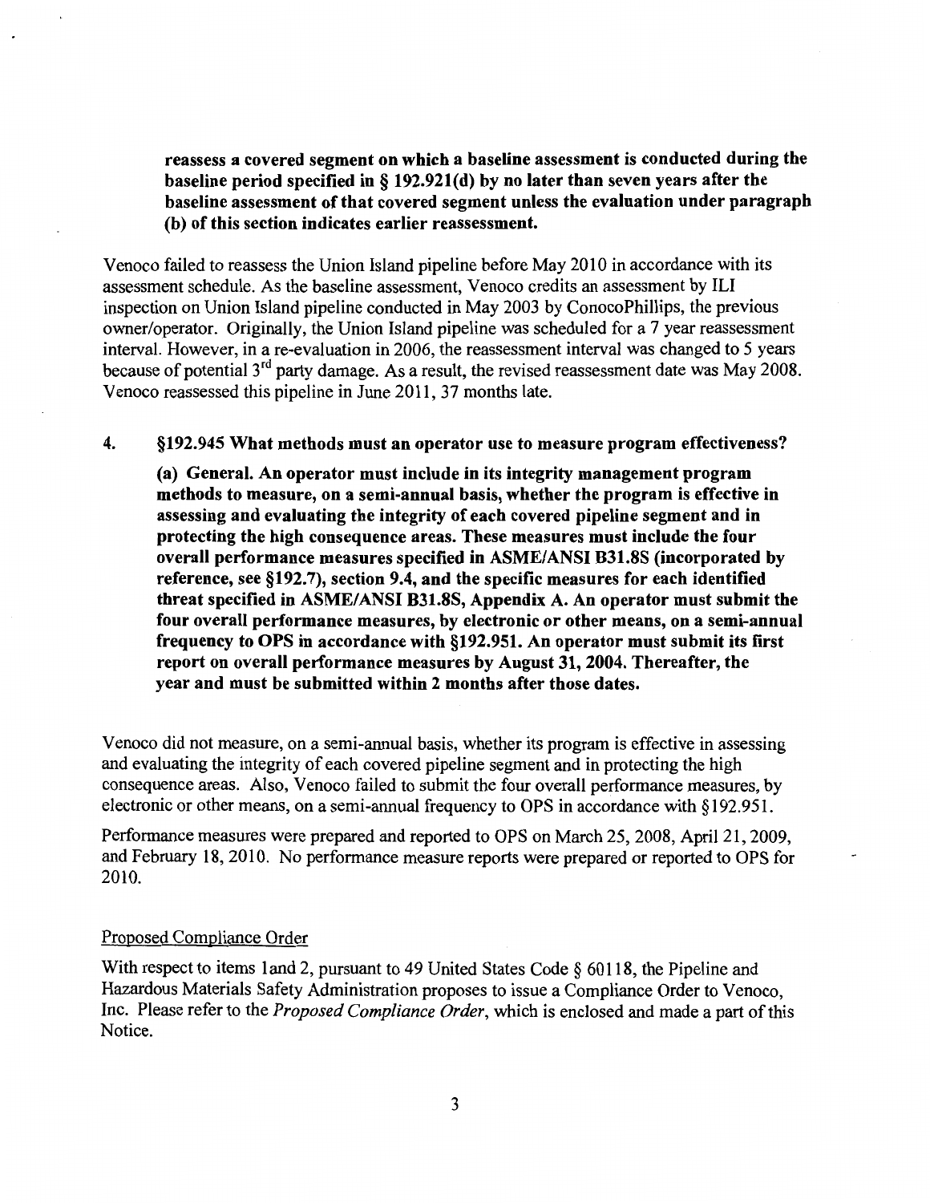**reassess a covered segment on which a baseline assessment is conducted during the baseline period specified in § 192.921(d) by no later than seven years after the baseline assessment of that covered segment unless the evaluation under paragraph (b) of this section indicates earlier reassessment.**

Venoco failed to reassess the Union Island pipeline before May 2010 in accordance with its assessment schedule. As the baseline assessment, Venoco credits an assessment by ILI inspection on Union Island pipeline conducted in May 2003 by ConocoPhillips, the previous owner/operator. Originally, the Union Island pipeline was scheduled for a 7 year reassessment interval. However, in a re-evaluation in 2006, the reassessment interval was changed to 5 years because of potential 3rd party damage. As a result, the revised reassessment date was May 2008. Venoco reassessed this pipeline in June 2011, 37 months late.

4. **§192.945 What methods must an operator use to measure program effectiveness?**

**(a) General. An operator must include in its integrity management program methods to measure, on a semi-annual basis, whether the program is effective in assessing and evaluating the integrity of each covered pipeline segment and in protecting the high consequence areas. These measures must include the four overall performance measures specified in ASME/ANSI B31.8S (incorporated by reference, see §192.7), section 9.4, and the specific measures for each identified threat specified in ASME/ANSI B31.8S, Appendix A. An operator must submit the four overall performance measures, by electronic or other means, on a semi-annual frequency to OPS in accordance with §192.951. An operator must submit its first report on overall performance measures by August 31, 2004. Thereafter, the year and must be submitted within 2 months after those dates.**

Venoco did not measure, on a semi-annual basis, whether its program is effective in assessing and evaluating the integrity of each covered pipeline segment and in protecting the high consequence areas. Also, Venoco failed to submit the four overall performance measures, by electronic or other means, on a semi-annual frequency to OPS in accordance with §192.951.

Performance measures were prepared and reported to OPS on March 25, 2008, April 21, 2009, and February 18, 2010. No performance measure reports were prepared or reported to OPS for 2010.

Proposed Compliance Order

With respect to items 1and 2, pursuant to 49 United States Code § 60118, the Pipeline and Hazardous Materials Safety Administration proposes to issue a Compliance Order to Venoco, Inc. Please refer to the *Proposed Compliance Order*, which is enclosed and made a part of this Notice.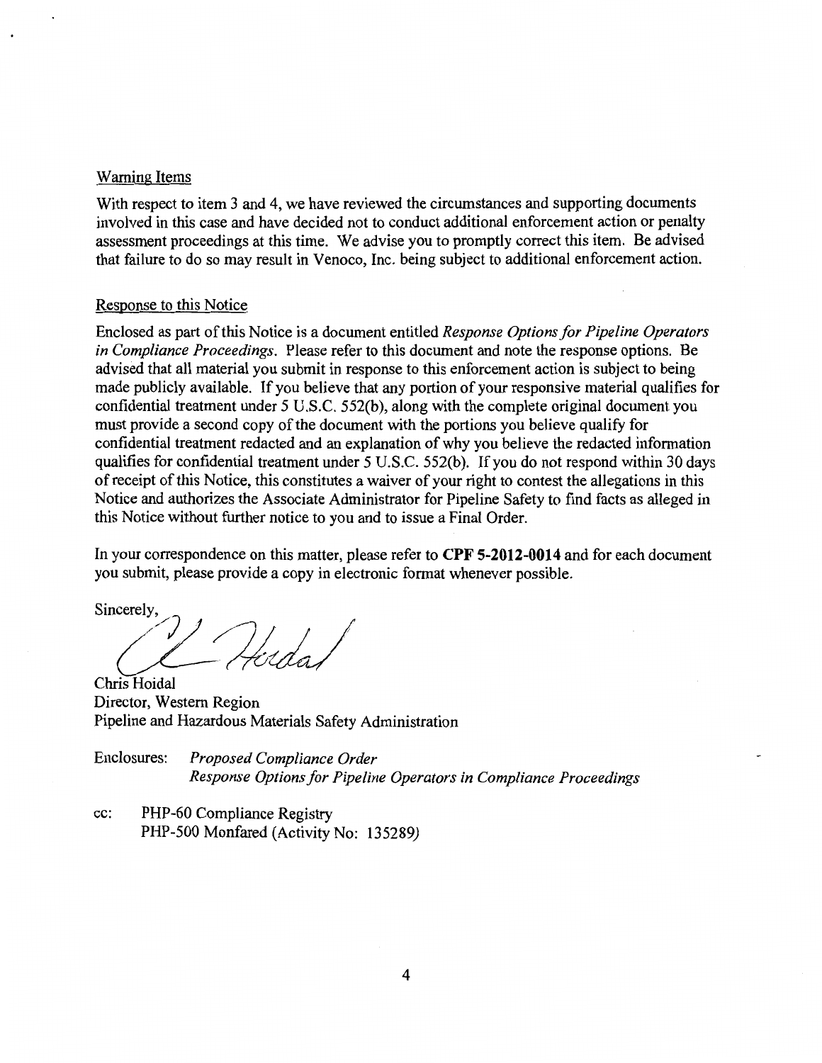## Warning Items

With respect to item 3 and 4, we have reviewed the circumstances and supporting documents involved in this case and have decided not to conduct additional enforcement action or penalty assessment proceedings at this time. We advise you to promptly correct this item. Be advised that failure to do so may result in Venoco, Inc. being subject to additional enforcement action.

## Response to this Notice

Enclosed as part of this Notice is a document entitled *Response Options for Pipeline Operators in Compliance Proceedings*. Please refer to this document and note the response options. Be advised that all material you submit in response to this enforcement action is subject to being made publicly available. If you believe that any portion of your responsive material qualifies for confidential treatment under 5 U.S.C. 552(b), along with the complete original document you must provide a second copy of the document with the portions you believe qualify for confidential treatment redacted and an explanation of why you believe the redacted information qualifies for confidential treatment under 5 U.S.C. 552(b). If you do not respond within 30 days of receipt of this Notice, this constitutes a waiver of your right to contest the allegations in this Notice and authorizes the Associate Administrator for Pipeline Safety to find facts as alleged in this Notice without further notice to you and to issue a Final Order.

In your correspondence on this matter, please refer to **CPF 5-2012-0014** and for each document you submit, please provide a copy in electronic format whenever possible.

Sincerely,

Chris Hoidal
Director, Western Region
Pipeline and Hazardous Materials Safety Administration

Enclosures: *Proposed Compliance Order*
*Response Options for Pipeline Operators in Compliance Proceedings*

cc: PHP-60 Compliance Registry
PHP-500 Monfared (Activity No: 135289)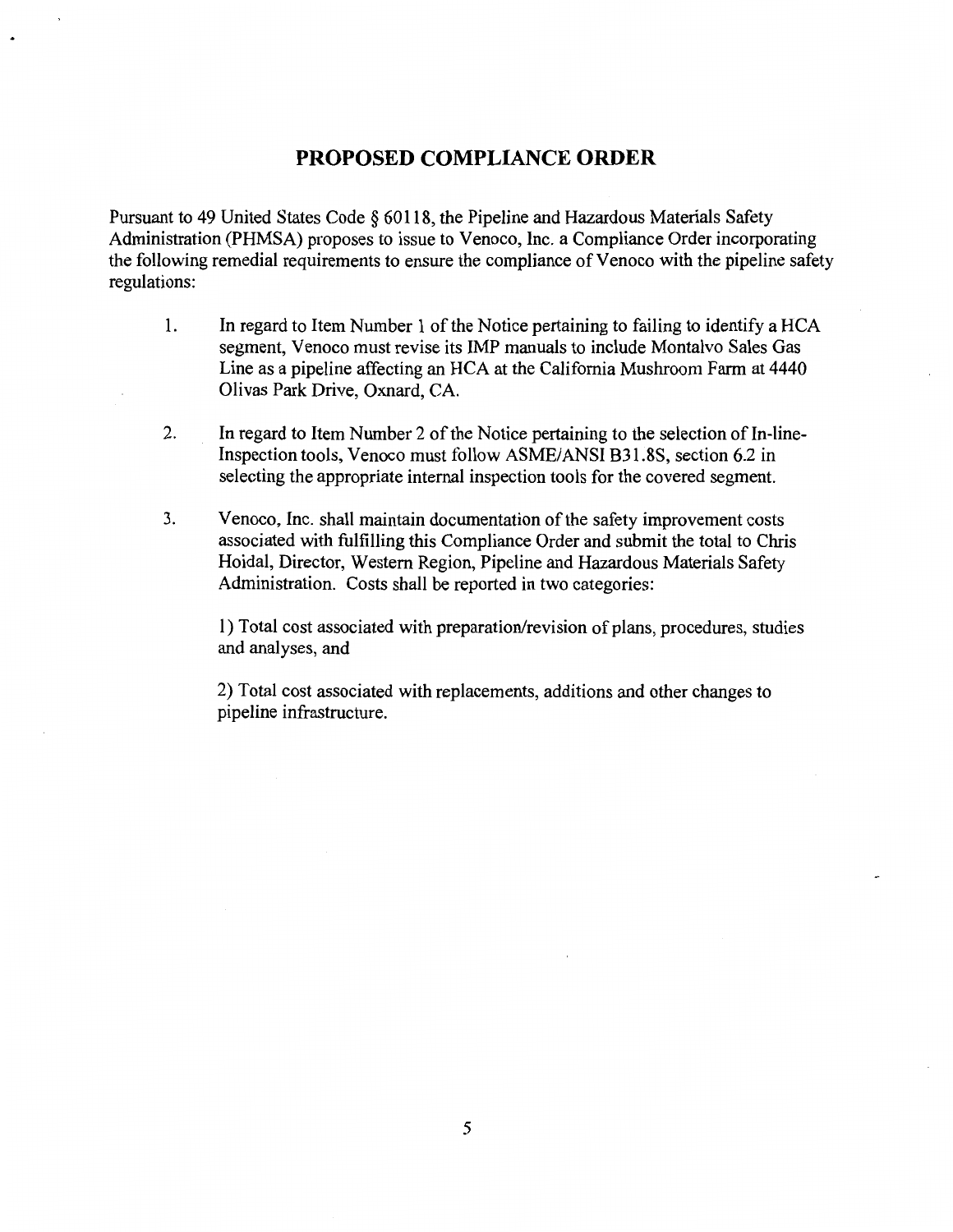# PROPOSED COMPLIANCE ORDER

Pursuant to 49 United States Code § 60118, the Pipeline and Hazardous Materials Safety Administration (PHMSA) proposes to issue to Venoco, Inc. a Compliance Order incorporating the following remedial requirements to ensure the compliance of Venoco with the pipeline safety regulations:

1. In regard to Item Number 1 of the Notice pertaining to failing to identify a HCA segment, Venoco must revise its IMP manuals to include Montalvo Sales Gas Line as a pipeline affecting an HCA at the California Mushroom Farm at 4440 Olivas Park Drive, Oxnard, CA.

2. In regard to Item Number 2 of the Notice pertaining to the selection of In-line-Inspection tools, Venoco must follow ASME/ANSI B31.8S, section 6.2 in selecting the appropriate internal inspection tools for the covered segment.

3. Venoco, Inc. shall maintain documentation of the safety improvement costs associated with fulfilling this Compliance Order and submit the total to Chris Hoidal, Director, Western Region, Pipeline and Hazardous Materials Safety Administration. Costs shall be reported in two categories:

   1) Total cost associated with preparation/revision of plans, procedures, studies and analyses, and

   2) Total cost associated with replacements, additions and other changes to pipeline infrastructure.